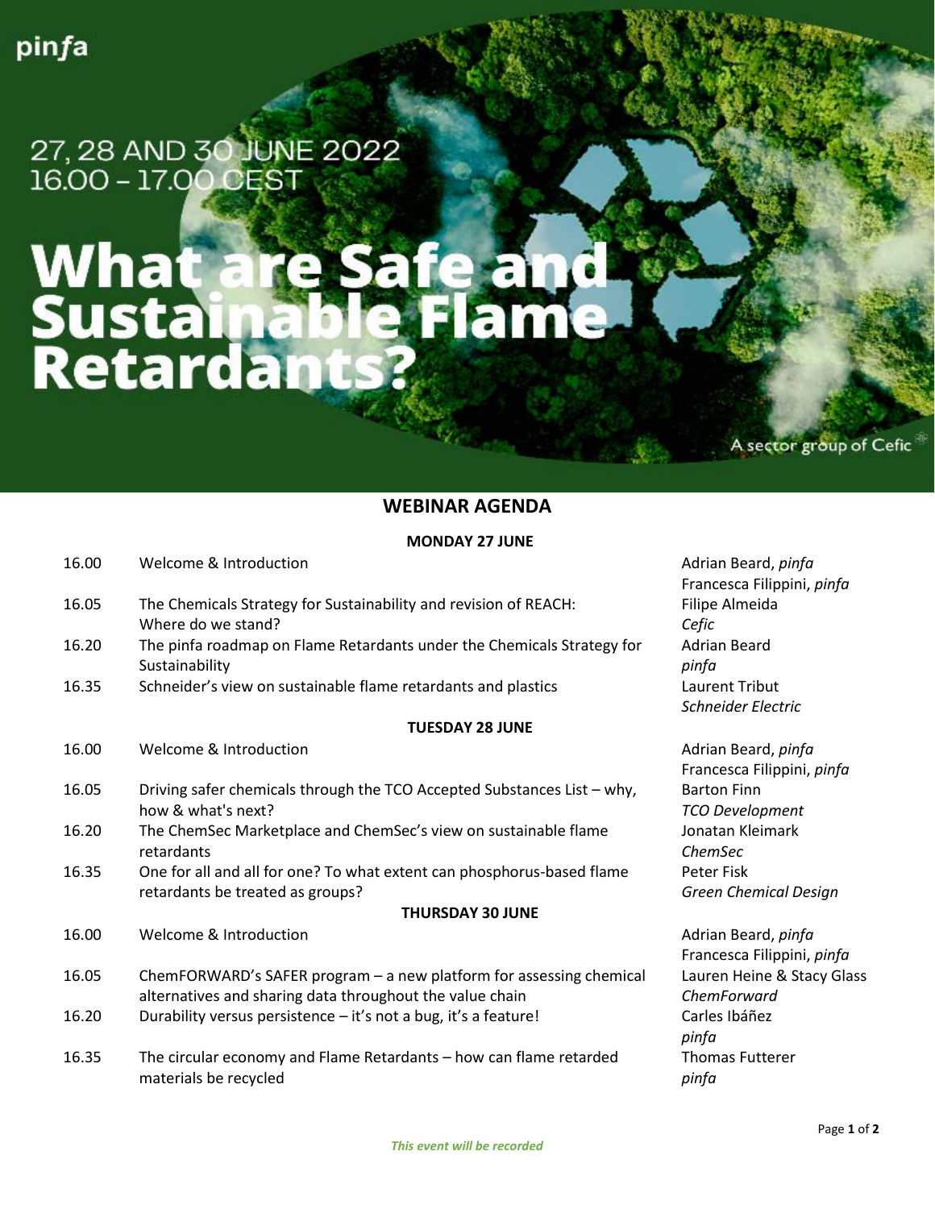pinfa

27, 28 AND 30 JUNE 2022
16.00 – 17.00 CEST

# What are Safe and Sustainable Flame Retardants?

A sector group of Cefic

## WEBINAR AGENDA

### MONDAY 27 JUNE

| Time | Session | Speaker |
| --- | --- | --- |
| 16.00 | Welcome & Introduction | Adrian Beard, *pinfa*<br>Francesca Filippini, *pinfa* |
| 16.05 | The Chemicals Strategy for Sustainability and revision of REACH: Where do we stand? | Filipe Almeida<br>*Cefic* |
| 16.20 | The pinfa roadmap on Flame Retardants under the Chemicals Strategy for Sustainability | Adrian Beard<br>*pinfa* |
| 16.35 | Schneider's view on sustainable flame retardants and plastics | Laurent Tribut<br>*Schneider Electric* |

### TUESDAY 28 JUNE

| Time | Session | Speaker |
| --- | --- | --- |
| 16.00 | Welcome & Introduction | Adrian Beard, *pinfa*<br>Francesca Filippini, *pinfa* |
| 16.05 | Driving safer chemicals through the TCO Accepted Substances List – why, how & what's next? | Barton Finn<br>*TCO Development* |
| 16.20 | The ChemSec Marketplace and ChemSec's view on sustainable flame retardants | Jonatan Kleimark<br>*ChemSec* |
| 16.35 | One for all and all for one? To what extent can phosphorus-based flame retardants be treated as groups? | Peter Fisk<br>*Green Chemical Design* |

### THURSDAY 30 JUNE

| Time | Session | Speaker |
| --- | --- | --- |
| 16.00 | Welcome & Introduction | Adrian Beard, *pinfa*<br>Francesca Filippini, *pinfa* |
| 16.05 | ChemFORWARD's SAFER program – a new platform for assessing chemical alternatives and sharing data throughout the value chain | Lauren Heine & Stacy Glass<br>*ChemForward* |
| 16.20 | Durability versus persistence – it's not a bug, it's a feature! | Carles Ibáñez<br>*pinfa* |
| 16.35 | The circular economy and Flame Retardants – how can flame retarded materials be recycled | Thomas Futterer<br>*pinfa* |

*This event will be recorded*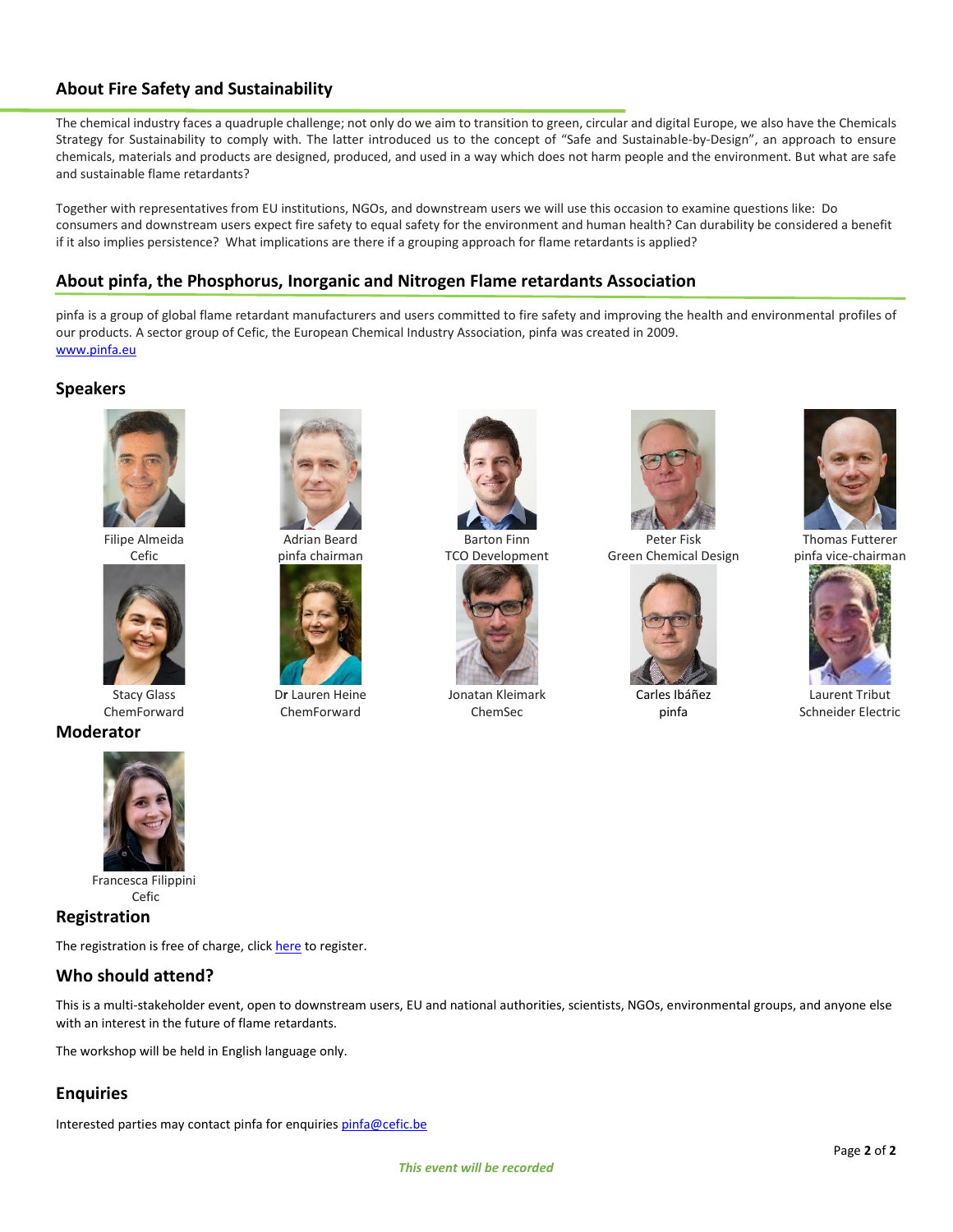## About Fire Safety and Sustainability

The chemical industry faces a quadruple challenge; not only do we aim to transition to green, circular and digital Europe, we also have the Chemicals Strategy for Sustainability to comply with. The latter introduced us to the concept of "Safe and Sustainable-by-Design", an approach to ensure chemicals, materials and products are designed, produced, and used in a way which does not harm people and the environment. But what are safe and sustainable flame retardants?

Together with representatives from EU institutions, NGOs, and downstream users we will use this occasion to examine questions like: Do consumers and downstream users expect fire safety to equal safety for the environment and human health? Can durability be considered a benefit if it also implies persistence? What implications are there if a grouping approach for flame retardants is applied?

## About pinfa, the Phosphorus, Inorganic and Nitrogen Flame retardants Association

pinfa is a group of global flame retardant manufacturers and users committed to fire safety and improving the health and environmental profiles of our products. A sector group of Cefic, the European Chemical Industry Association, pinfa was created in 2009.
www.pinfa.eu

## Speakers

Filipe Almeida
Cefic

Adrian Beard
pinfa chairman

Barton Finn
TCO Development

Peter Fisk
Green Chemical Design

Thomas Futterer
pinfa vice-chairman

Stacy Glass
ChemForward

Dr Lauren Heine
ChemForward

Jonatan Kleimark
ChemSec

Carles Ibáñez
pinfa

Laurent Tribut
Schneider Electric

## Moderator

Francesca Filippini
Cefic

## Registration

The registration is free of charge, click here to register.

## Who should attend?

This is a multi-stakeholder event, open to downstream users, EU and national authorities, scientists, NGOs, environmental groups, and anyone else with an interest in the future of flame retardants.

The workshop will be held in English language only.

## Enquiries

Interested parties may contact pinfa for enquiries pinfa@cefic.be

*This event will be recorded*